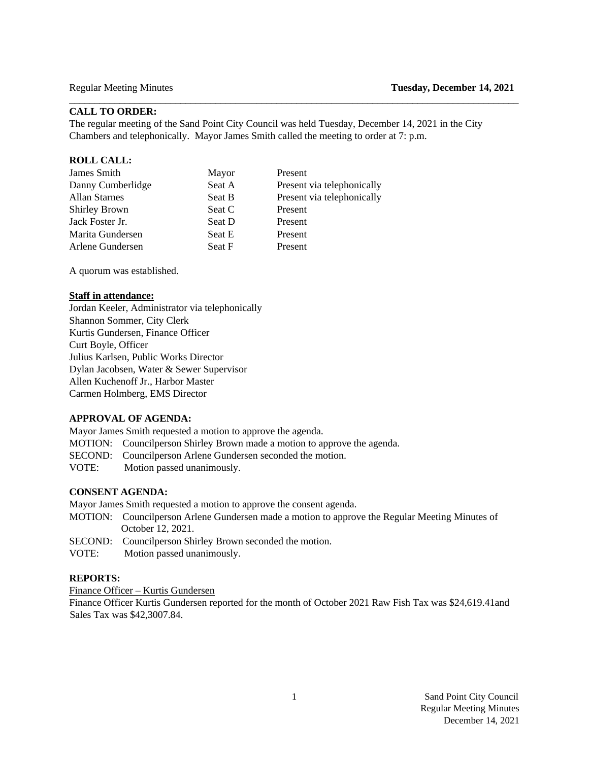Regular Meeting Minutes **Tuesday, December 14, 2021**

**CALL TO ORDER:**

The regular meeting of the Sand Point City Council was held Tuesday, December 14, 2021 in the City Chambers and telephonically. Mayor James Smith called the meeting to order at 7: p.m.

**ROLL CALL:**

| | | |
|---|---|---|
| James Smith | Mayor | Present |
| Danny Cumberlidge | Seat A | Present via telephonically |
| Allan Starnes | Seat B | Present via telephonically |
| Shirley Brown | Seat C | Present |
| Jack Foster Jr. | Seat D | Present |
| Marita Gundersen | Seat E | Present |
| Arlene Gundersen | Seat F | Present |

A quorum was established.

**Staff in attendance:**

Jordan Keeler, Administrator via telephonically
Shannon Sommer, City Clerk
Kurtis Gundersen, Finance Officer
Curt Boyle, Officer
Julius Karlsen, Public Works Director
Dylan Jacobsen, Water & Sewer Supervisor
Allen Kuchenoff Jr., Harbor Master
Carmen Holmberg, EMS Director

**APPROVAL OF AGENDA:**

Mayor James Smith requested a motion to approve the agenda.
MOTION: Councilperson Shirley Brown made a motion to approve the agenda.
SECOND: Councilperson Arlene Gundersen seconded the motion.
VOTE: Motion passed unanimously.

**CONSENT AGENDA:**

Mayor James Smith requested a motion to approve the consent agenda.
MOTION: Councilperson Arlene Gundersen made a motion to approve the Regular Meeting Minutes of October 12, 2021.
SECOND: Councilperson Shirley Brown seconded the motion.
VOTE: Motion passed unanimously.

**REPORTS:**

Finance Officer – Kurtis Gundersen

Finance Officer Kurtis Gundersen reported for the month of October 2021 Raw Fish Tax was $24,619.41and Sales Tax was $42,3007.84.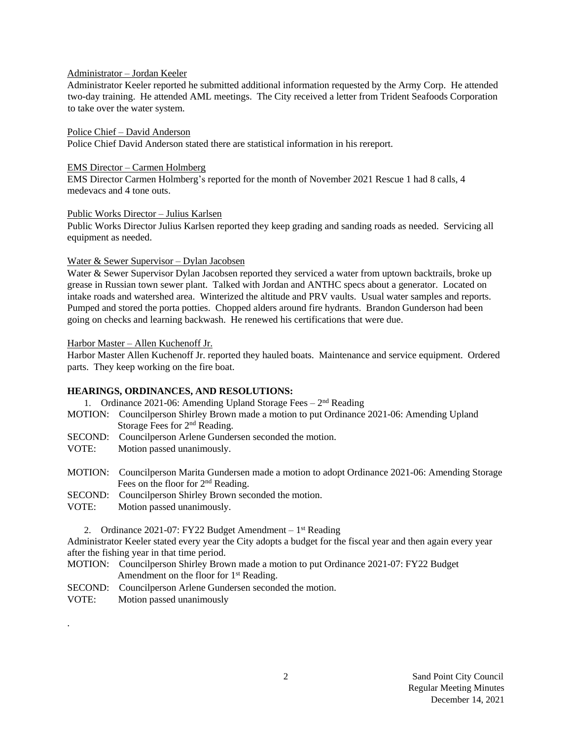Administrator – Jordan Keeler

Administrator Keeler reported he submitted additional information requested by the Army Corp. He attended two-day training. He attended AML meetings. The City received a letter from Trident Seafoods Corporation to take over the water system.

Police Chief – David Anderson

Police Chief David Anderson stated there are statistical information in his rereport.

EMS Director – Carmen Holmberg

EMS Director Carmen Holmberg's reported for the month of November 2021 Rescue 1 had 8 calls, 4 medevacs and 4 tone outs.

Public Works Director – Julius Karlsen

Public Works Director Julius Karlsen reported they keep grading and sanding roads as needed. Servicing all equipment as needed.

Water & Sewer Supervisor – Dylan Jacobsen

Water & Sewer Supervisor Dylan Jacobsen reported they serviced a water from uptown backtrails, broke up grease in Russian town sewer plant. Talked with Jordan and ANTHC specs about a generator. Located on intake roads and watershed area. Winterized the altitude and PRV vaults. Usual water samples and reports. Pumped and stored the porta potties. Chopped alders around fire hydrants. Brandon Gunderson had been going on checks and learning backwash. He renewed his certifications that were due.

Harbor Master – Allen Kuchenoff Jr.

Harbor Master Allen Kuchenoff Jr. reported they hauled boats. Maintenance and service equipment. Ordered parts. They keep working on the fire boat.

**HEARINGS, ORDINANCES, AND RESOLUTIONS:**

1. Ordinance 2021-06: Amending Upland Storage Fees – 2nd Reading

MOTION: Councilperson Shirley Brown made a motion to put Ordinance 2021-06: Amending Upland Storage Fees for 2nd Reading.

SECOND: Councilperson Arlene Gundersen seconded the motion.

VOTE: Motion passed unanimously.

MOTION: Councilperson Marita Gundersen made a motion to adopt Ordinance 2021-06: Amending Storage Fees on the floor for 2nd Reading.

SECOND: Councilperson Shirley Brown seconded the motion.

VOTE: Motion passed unanimously.

2. Ordinance 2021-07: FY22 Budget Amendment – 1st Reading

Administrator Keeler stated every year the City adopts a budget for the fiscal year and then again every year after the fishing year in that time period.

MOTION: Councilperson Shirley Brown made a motion to put Ordinance 2021-07: FY22 Budget Amendment on the floor for 1st Reading.

SECOND: Councilperson Arlene Gundersen seconded the motion.

VOTE: Motion passed unanimously

.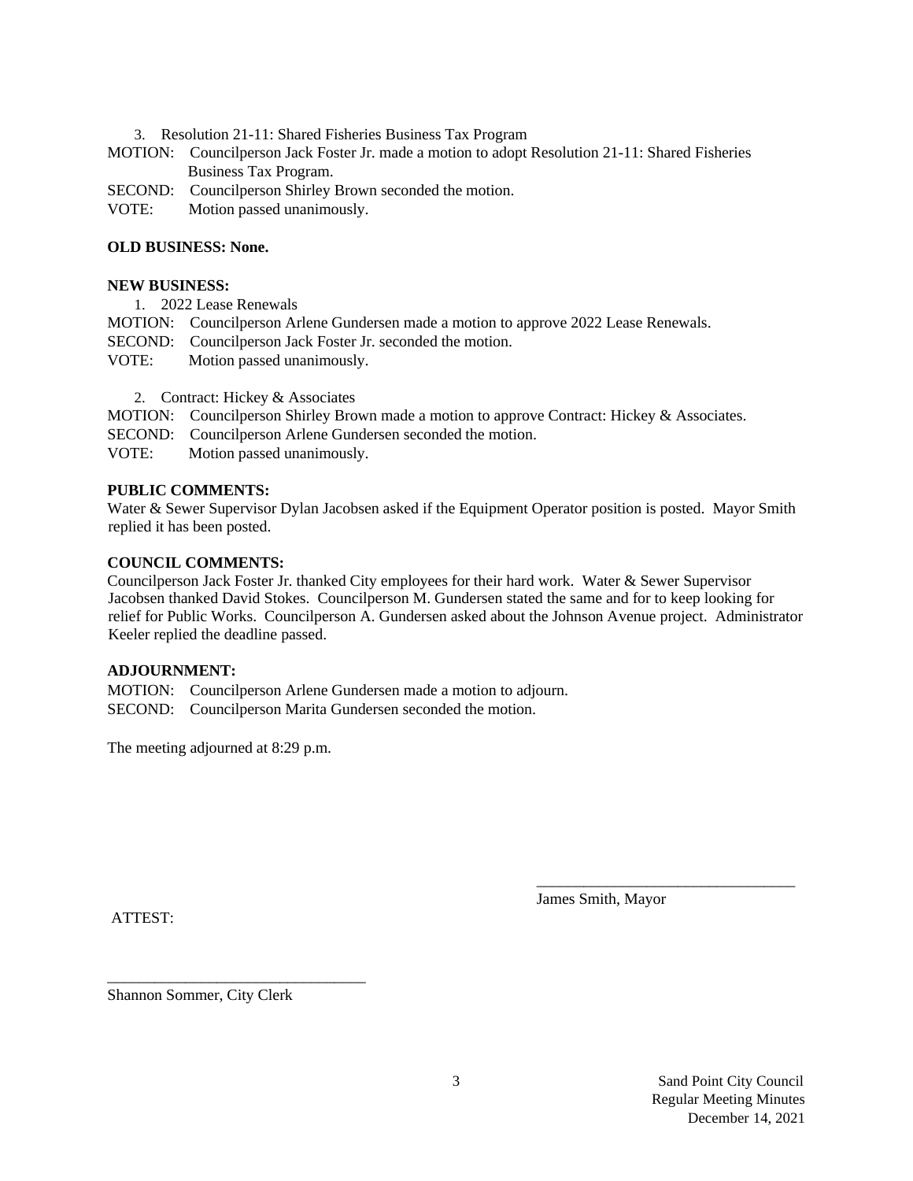3. Resolution 21-11: Shared Fisheries Business Tax Program

MOTION: Councilperson Jack Foster Jr. made a motion to adopt Resolution 21-11: Shared Fisheries Business Tax Program.

SECOND: Councilperson Shirley Brown seconded the motion.

VOTE: Motion passed unanimously.

**OLD BUSINESS: None.**

**NEW BUSINESS:**

1. 2022 Lease Renewals

MOTION: Councilperson Arlene Gundersen made a motion to approve 2022 Lease Renewals.

SECOND: Councilperson Jack Foster Jr. seconded the motion.

VOTE: Motion passed unanimously.

2. Contract: Hickey & Associates

MOTION: Councilperson Shirley Brown made a motion to approve Contract: Hickey & Associates.

SECOND: Councilperson Arlene Gundersen seconded the motion.

VOTE: Motion passed unanimously.

**PUBLIC COMMENTS:**

Water & Sewer Supervisor Dylan Jacobsen asked if the Equipment Operator position is posted. Mayor Smith replied it has been posted.

**COUNCIL COMMENTS:**

Councilperson Jack Foster Jr. thanked City employees for their hard work. Water & Sewer Supervisor Jacobsen thanked David Stokes. Councilperson M. Gundersen stated the same and for to keep looking for relief for Public Works. Councilperson A. Gundersen asked about the Johnson Avenue project. Administrator Keeler replied the deadline passed.

**ADJOURNMENT:**

MOTION: Councilperson Arlene Gundersen made a motion to adjourn.

SECOND: Councilperson Marita Gundersen seconded the motion.

The meeting adjourned at 8:29 p.m.

\_\_\_\_\_\_\_\_\_\_\_\_\_\_\_\_\_\_\_\_\_\_\_\_\_\_\_\_\_\_\_\_\_\_

James Smith, Mayor

ATTEST:

\_\_\_\_\_\_\_\_\_\_\_\_\_\_\_\_\_\_\_\_\_\_\_\_\_\_\_\_\_\_\_\_\_\_

Shannon Sommer, City Clerk